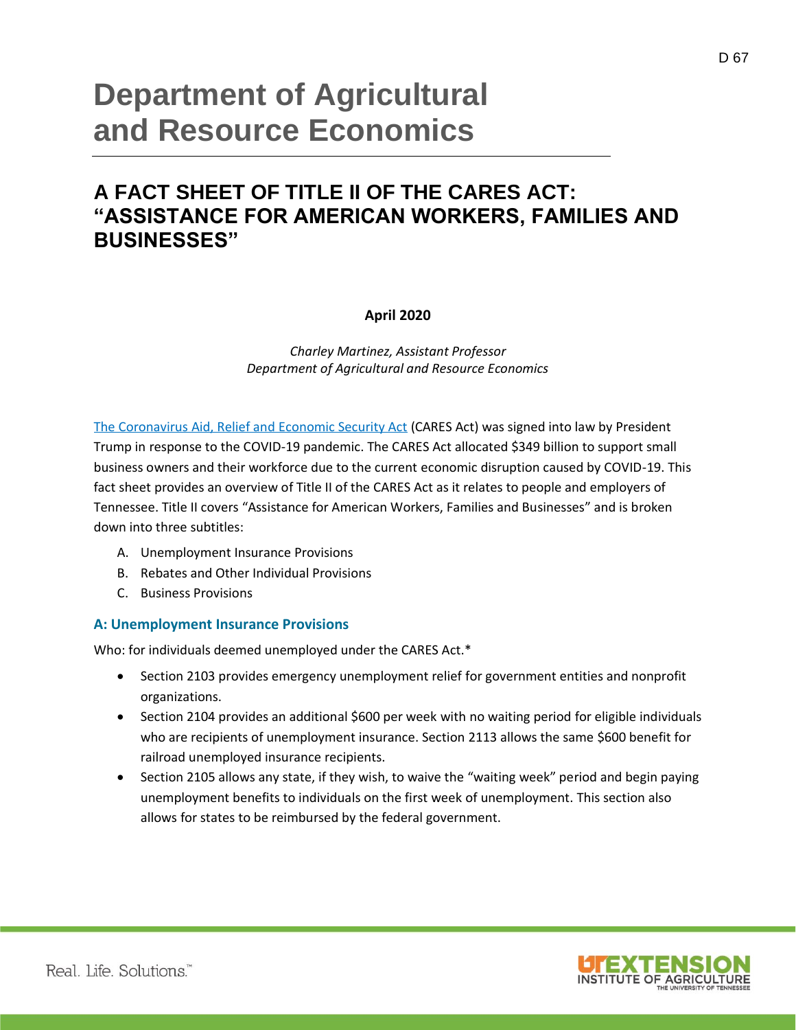# Department of Agricultural and Resource Economics

## A FACT SHEET OF TITLE II OF THE CARES ACT: "ASSISTANCE FOR AMERICAN WORKERS, FAMILIES AND BUSINESSES"

**April 2020**

*Charley Martinez, Assistant Professor*
*Department of Agricultural and Resource Economics*

The Coronavirus Aid, Relief and Economic Security Act (CARES Act) was signed into law by President Trump in response to the COVID-19 pandemic. The CARES Act allocated $349 billion to support small business owners and their workforce due to the current economic disruption caused by COVID-19. This fact sheet provides an overview of Title II of the CARES Act as it relates to people and employers of Tennessee. Title II covers "Assistance for American Workers, Families and Businesses" and is broken down into three subtitles:

A. Unemployment Insurance Provisions
B. Rebates and Other Individual Provisions
C. Business Provisions

### A: Unemployment Insurance Provisions

Who: for individuals deemed unemployed under the CARES Act.*

- Section 2103 provides emergency unemployment relief for government entities and nonprofit organizations.
- Section 2104 provides an additional $600 per week with no waiting period for eligible individuals who are recipients of unemployment insurance. Section 2113 allows the same $600 benefit for railroad unemployed insurance recipients.
- Section 2105 allows any state, if they wish, to waive the "waiting week" period and begin paying unemployment benefits to individuals on the first week of unemployment. This section also allows for states to be reimbursed by the federal government.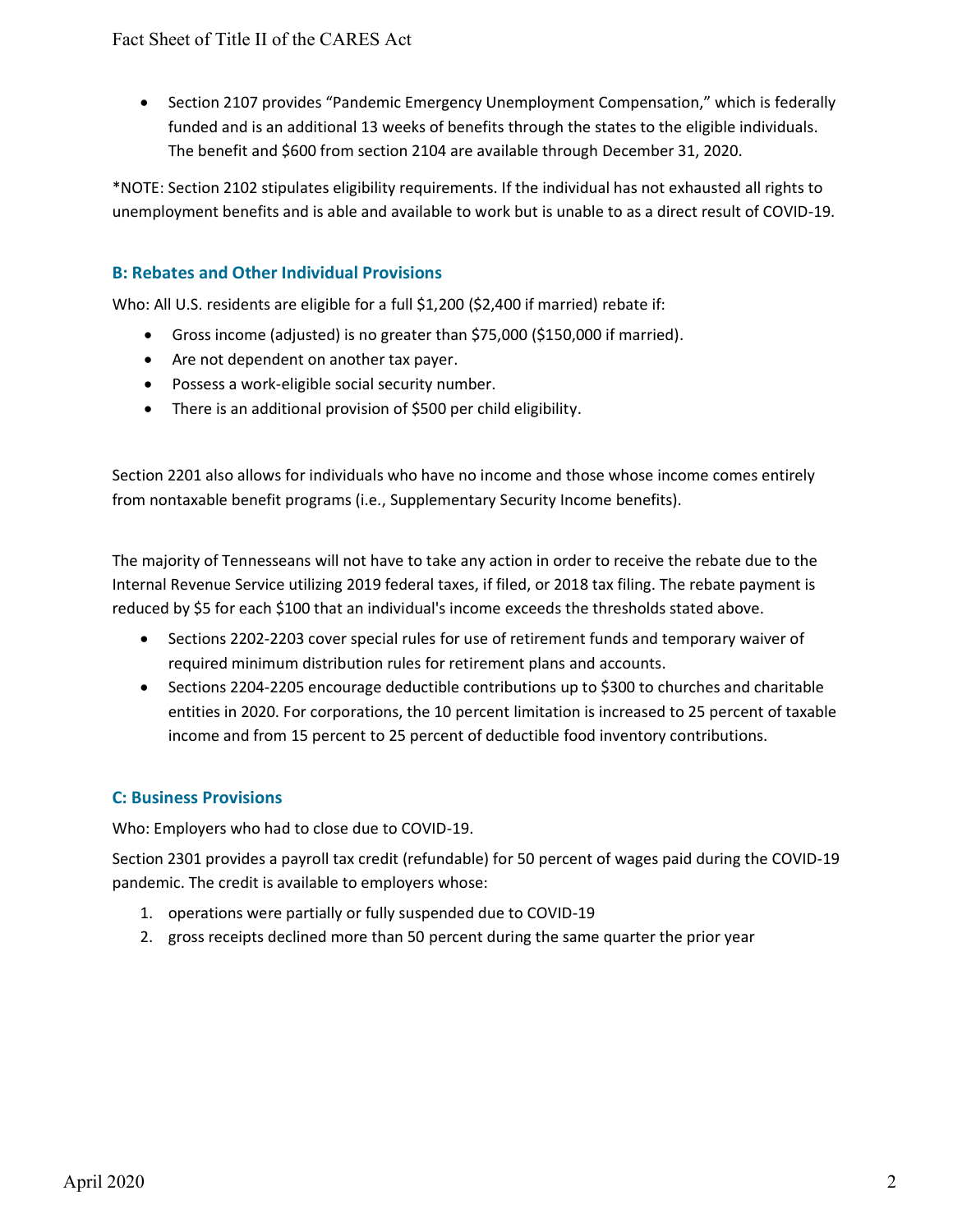- Section 2107 provides "Pandemic Emergency Unemployment Compensation," which is federally funded and is an additional 13 weeks of benefits through the states to the eligible individuals. The benefit and $600 from section 2104 are available through December 31, 2020.

*NOTE: Section 2102 stipulates eligibility requirements. If the individual has not exhausted all rights to unemployment benefits and is able and available to work but is unable to as a direct result of COVID-19.

### B: Rebates and Other Individual Provisions

Who: All U.S. residents are eligible for a full $1,200 ($2,400 if married) rebate if:

- Gross income (adjusted) is no greater than $75,000 ($150,000 if married).
- Are not dependent on another tax payer.
- Possess a work-eligible social security number.
- There is an additional provision of $500 per child eligibility.

Section 2201 also allows for individuals who have no income and those whose income comes entirely from nontaxable benefit programs (i.e., Supplementary Security Income benefits).

The majority of Tennesseans will not have to take any action in order to receive the rebate due to the Internal Revenue Service utilizing 2019 federal taxes, if filed, or 2018 tax filing. The rebate payment is reduced by $5 for each $100 that an individual's income exceeds the thresholds stated above.

- Sections 2202-2203 cover special rules for use of retirement funds and temporary waiver of required minimum distribution rules for retirement plans and accounts.
- Sections 2204-2205 encourage deductible contributions up to $300 to churches and charitable entities in 2020. For corporations, the 10 percent limitation is increased to 25 percent of taxable income and from 15 percent to 25 percent of deductible food inventory contributions.

### C: Business Provisions

Who: Employers who had to close due to COVID-19.

Section 2301 provides a payroll tax credit (refundable) for 50 percent of wages paid during the COVID-19 pandemic. The credit is available to employers whose:

1. operations were partially or fully suspended due to COVID-19
2. gross receipts declined more than 50 percent during the same quarter the prior year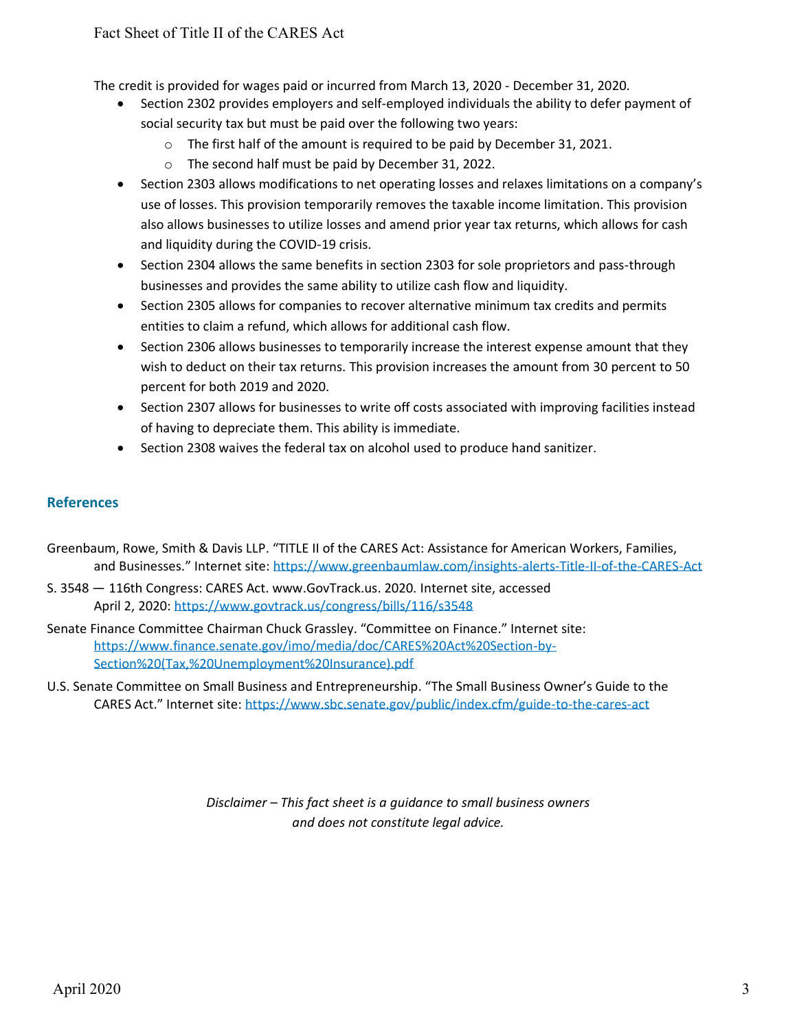The credit is provided for wages paid or incurred from March 13, 2020 - December 31, 2020.

- Section 2302 provides employers and self-employed individuals the ability to defer payment of social security tax but must be paid over the following two years:
  - The first half of the amount is required to be paid by December 31, 2021.
  - The second half must be paid by December 31, 2022.
- Section 2303 allows modifications to net operating losses and relaxes limitations on a company's use of losses. This provision temporarily removes the taxable income limitation. This provision also allows businesses to utilize losses and amend prior year tax returns, which allows for cash and liquidity during the COVID-19 crisis.
- Section 2304 allows the same benefits in section 2303 for sole proprietors and pass-through businesses and provides the same ability to utilize cash flow and liquidity.
- Section 2305 allows for companies to recover alternative minimum tax credits and permits entities to claim a refund, which allows for additional cash flow.
- Section 2306 allows businesses to temporarily increase the interest expense amount that they wish to deduct on their tax returns. This provision increases the amount from 30 percent to 50 percent for both 2019 and 2020.
- Section 2307 allows for businesses to write off costs associated with improving facilities instead of having to depreciate them. This ability is immediate.
- Section 2308 waives the federal tax on alcohol used to produce hand sanitizer.

## References

Greenbaum, Rowe, Smith & Davis LLP. "TITLE II of the CARES Act: Assistance for American Workers, Families, and Businesses." Internet site: https://www.greenbaumlaw.com/insights-alerts-Title-II-of-the-CARES-Act

S. 3548 — 116th Congress: CARES Act. www.GovTrack.us. 2020. Internet site, accessed April 2, 2020: https://www.govtrack.us/congress/bills/116/s3548

Senate Finance Committee Chairman Chuck Grassley. "Committee on Finance." Internet site: https://www.finance.senate.gov/imo/media/doc/CARES%20Act%20Section-by-Section%20(Tax,%20Unemployment%20Insurance).pdf

U.S. Senate Committee on Small Business and Entrepreneurship. "The Small Business Owner's Guide to the CARES Act." Internet site: https://www.sbc.senate.gov/public/index.cfm/guide-to-the-cares-act

*Disclaimer – This fact sheet is a guidance to small business owners and does not constitute legal advice.*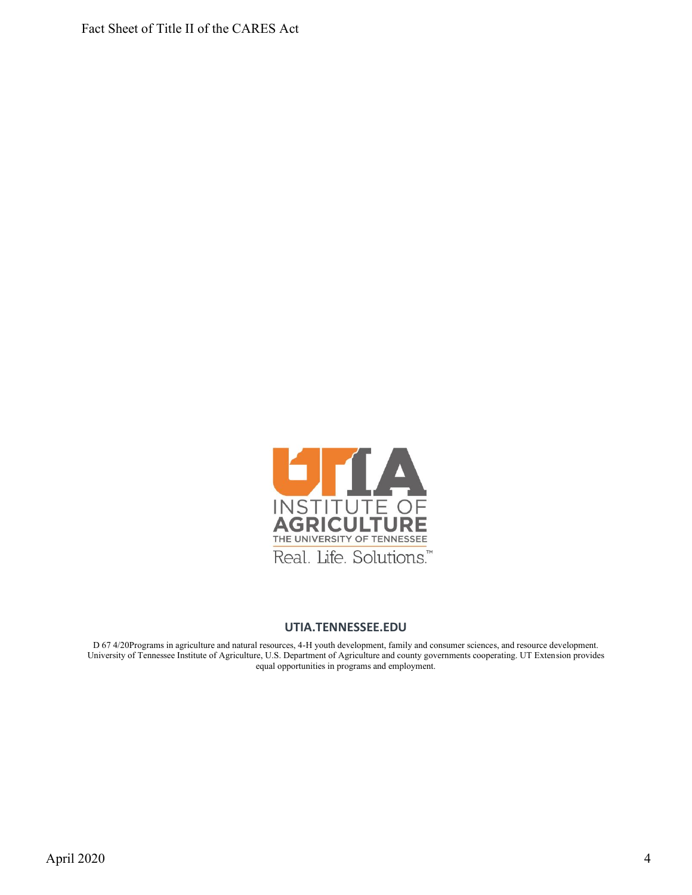INSTITUTE OF AGRICULTURE
THE UNIVERSITY OF TENNESSEE
Real. Life. Solutions.™

**UTIA.TENNESSEE.EDU**

D 67 4/20Programs in agriculture and natural resources, 4-H youth development, family and consumer sciences, and resource development. University of Tennessee Institute of Agriculture, U.S. Department of Agriculture and county governments cooperating. UT Extension provides equal opportunities in programs and employment.